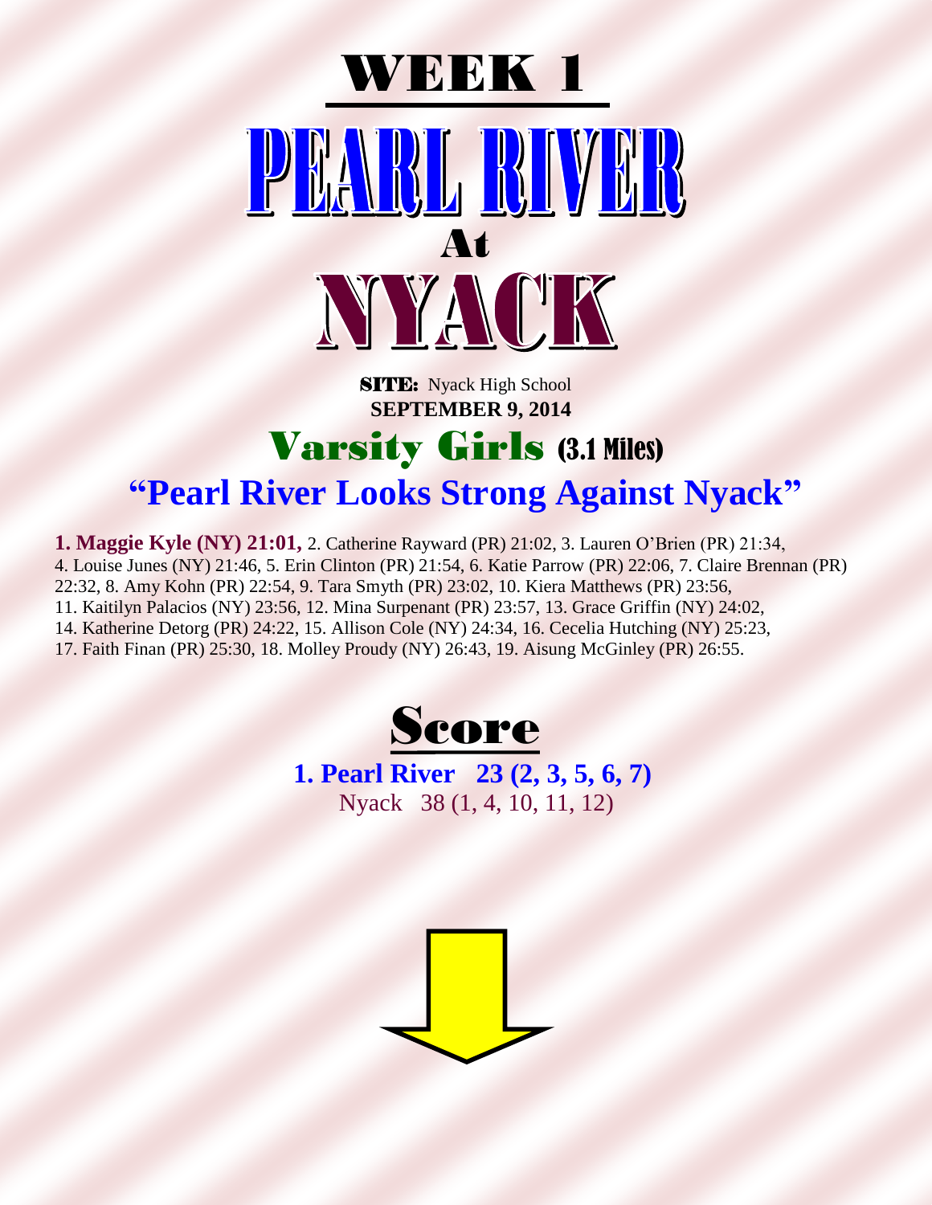# WEEK 1

# PEARL RIVER

## At

# NYACK

**SITE:** Nyack High School
**SEPTEMBER 9, 2014**

## Varsity Girls (3.1 Miles)

## "Pearl River Looks Strong Against Nyack"

**1. Maggie Kyle (NY) 21:01,** 2. Catherine Rayward (PR) 21:02, 3. Lauren O'Brien (PR) 21:34, 4. Louise Junes (NY) 21:46, 5. Erin Clinton (PR) 21:54, 6. Katie Parrow (PR) 22:06, 7. Claire Brennan (PR) 22:32, 8. Amy Kohn (PR) 22:54, 9. Tara Smyth (PR) 23:02, 10. Kiera Matthews (PR) 23:56, 11. Kaitilyn Palacios (NY) 23:56, 12. Mina Surpenant (PR) 23:57, 13. Grace Griffin (NY) 24:02, 14. Katherine Detorg (PR) 24:22, 15. Allison Cole (NY) 24:34, 16. Cecelia Hutching (NY) 25:23, 17. Faith Finan (PR) 25:30, 18. Molley Proudy (NY) 26:43, 19. Aisung McGinley (PR) 26:55.

## Score

**1. Pearl River 23 (2, 3, 5, 6, 7)**
Nyack 38 (1, 4, 10, 11, 12)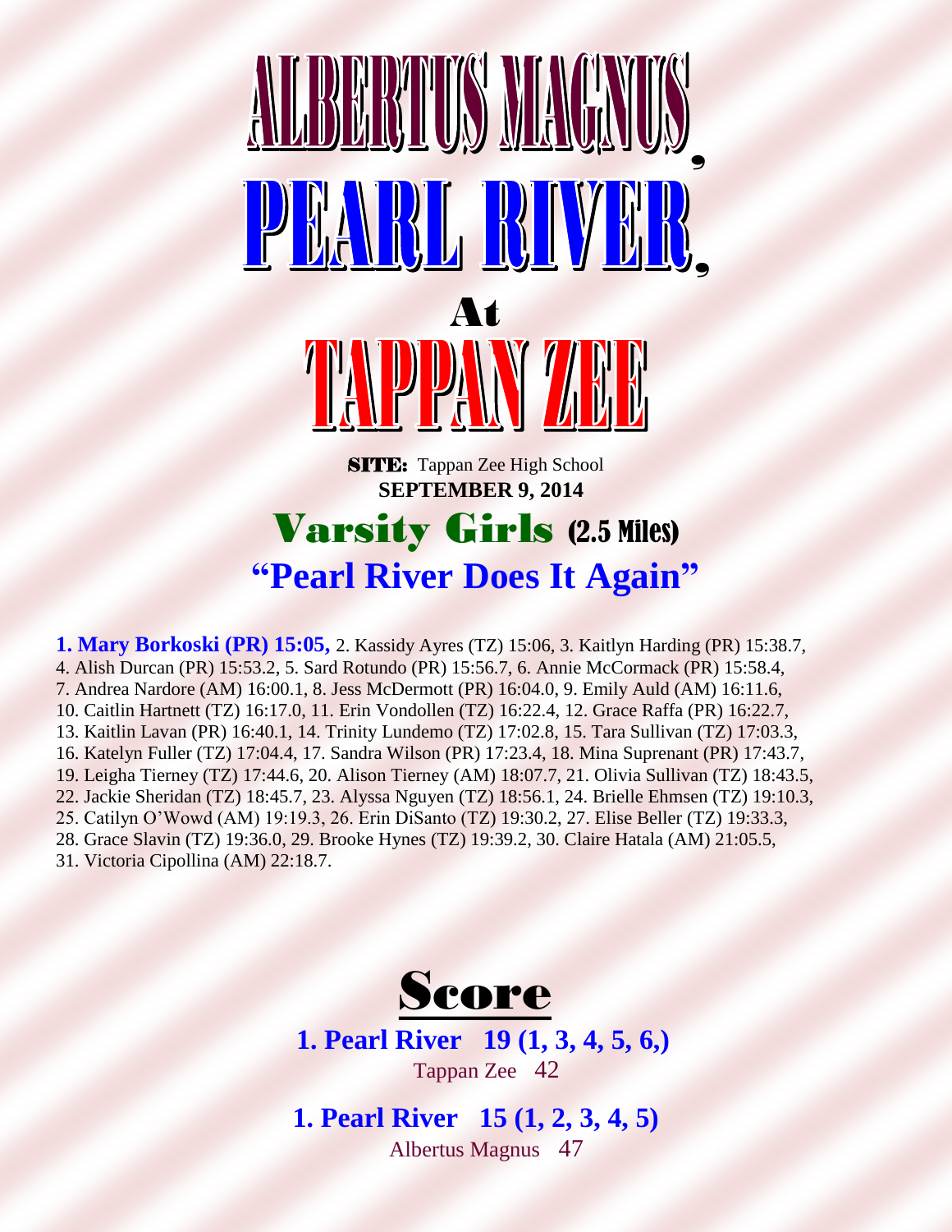# ALBERTUS MAGNUS,
# PEARL RIVER,
## At
# TAPPAN ZEE

**SITE:** Tappan Zee High School
**SEPTEMBER 9, 2014**

## Varsity Girls (2.5 Miles)

## "Pearl River Does It Again"

**1. Mary Borkoski (PR) 15:05,** 2. Kassidy Ayres (TZ) 15:06, 3. Kaitlyn Harding (PR) 15:38.7, 4. Alish Durcan (PR) 15:53.2, 5. Sard Rotundo (PR) 15:56.7, 6. Annie McCormack (PR) 15:58.4, 7. Andrea Nardore (AM) 16:00.1, 8. Jess McDermott (PR) 16:04.0, 9. Emily Auld (AM) 16:11.6, 10. Caitlin Hartnett (TZ) 16:17.0, 11. Erin Vondollen (TZ) 16:22.4, 12. Grace Raffa (PR) 16:22.7, 13. Kaitlin Lavan (PR) 16:40.1, 14. Trinity Lundemo (TZ) 17:02.8, 15. Tara Sullivan (TZ) 17:03.3, 16. Katelyn Fuller (TZ) 17:04.4, 17. Sandra Wilson (PR) 17:23.4, 18. Mina Suprenant (PR) 17:43.7, 19. Leigha Tierney (TZ) 17:44.6, 20. Alison Tierney (AM) 18:07.7, 21. Olivia Sullivan (TZ) 18:43.5, 22. Jackie Sheridan (TZ) 18:45.7, 23. Alyssa Nguyen (TZ) 18:56.1, 24. Brielle Ehmsen (TZ) 19:10.3, 25. Catilyn O'Wowd (AM) 19:19.3, 26. Erin DiSanto (TZ) 19:30.2, 27. Elise Beller (TZ) 19:33.3, 28. Grace Slavin (TZ) 19:36.0, 29. Brooke Hynes (TZ) 19:39.2, 30. Claire Hatala (AM) 21:05.5, 31. Victoria Cipollina (AM) 22:18.7.

## Score

**1. Pearl River 19 (1, 3, 4, 5, 6,)**
Tappan Zee 42

**1. Pearl River 15 (1, 2, 3, 4, 5)**
Albertus Magnus 47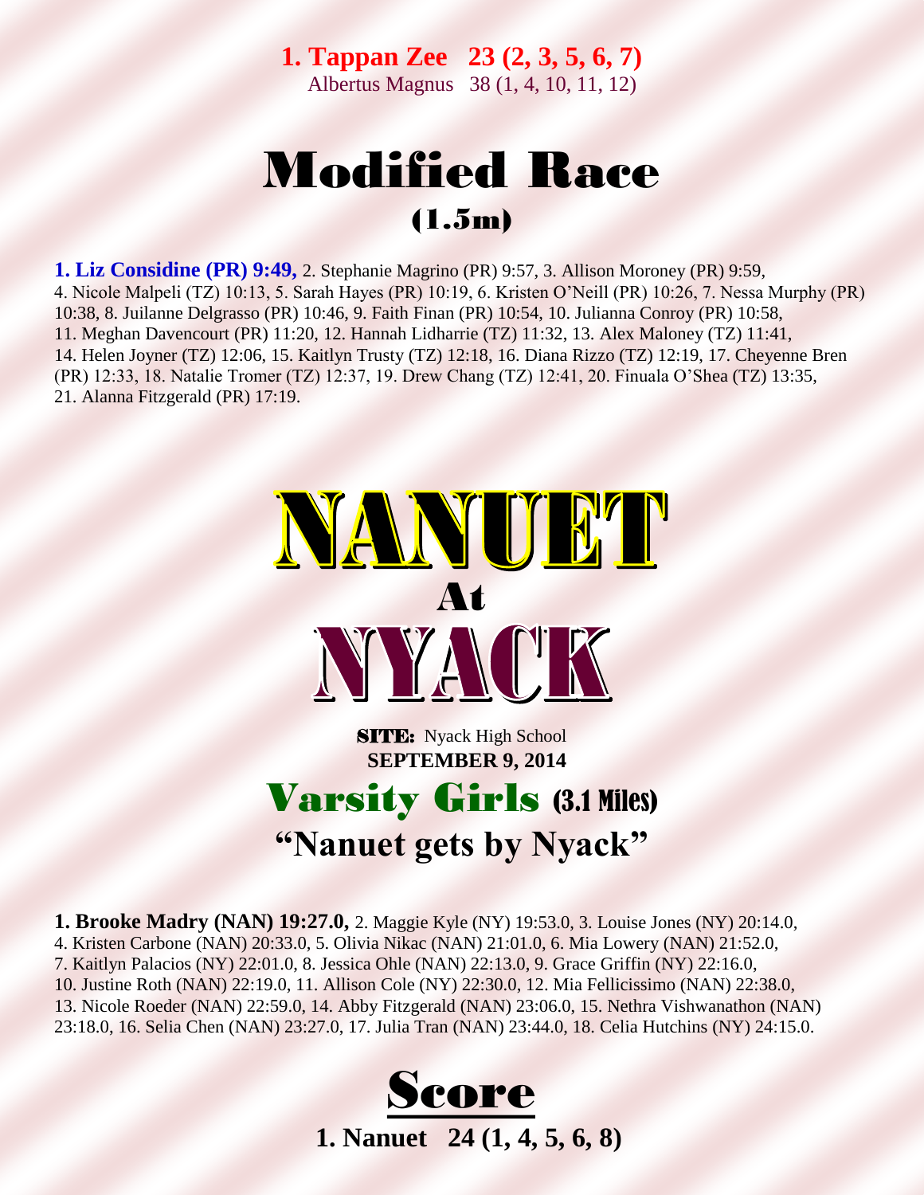**1. Tappan Zee 23 (2, 3, 5, 6, 7)**
Albertus Magnus 38 (1, 4, 10, 11, 12)

# Modified Race
## (1.5m)

**1. Liz Considine (PR) 9:49,** 2. Stephanie Magrino (PR) 9:57, 3. Allison Moroney (PR) 9:59, 4. Nicole Malpeli (TZ) 10:13, 5. Sarah Hayes (PR) 10:19, 6. Kristen O'Neill (PR) 10:26, 7. Nessa Murphy (PR) 10:38, 8. Juilanne Delgrasso (PR) 10:46, 9. Faith Finan (PR) 10:54, 10. Julianna Conroy (PR) 10:58, 11. Meghan Davencourt (PR) 11:20, 12. Hannah Lidharrie (TZ) 11:32, 13. Alex Maloney (TZ) 11:41, 14. Helen Joyner (TZ) 12:06, 15. Kaitlyn Trusty (TZ) 12:18, 16. Diana Rizzo (TZ) 12:19, 17. Cheyenne Bren (PR) 12:33, 18. Natalie Tromer (TZ) 12:37, 19. Drew Chang (TZ) 12:41, 20. Finuala O'Shea (TZ) 13:35, 21. Alanna Fitzgerald (PR) 17:19.

# NANUET
## At
# NYACK

**SITE:** Nyack High School
**SEPTEMBER 9, 2014**

## Varsity Girls (3.1 Miles)
## "Nanuet gets by Nyack"

**1. Brooke Madry (NAN) 19:27.0,** 2. Maggie Kyle (NY) 19:53.0, 3. Louise Jones (NY) 20:14.0, 4. Kristen Carbone (NAN) 20:33.0, 5. Olivia Nikac (NAN) 21:01.0, 6. Mia Lowery (NAN) 21:52.0, 7. Kaitlyn Palacios (NY) 22:01.0, 8. Jessica Ohle (NAN) 22:13.0, 9. Grace Griffin (NY) 22:16.0, 10. Justine Roth (NAN) 22:19.0, 11. Allison Cole (NY) 22:30.0, 12. Mia Fellicissimo (NAN) 22:38.0, 13. Nicole Roeder (NAN) 22:59.0, 14. Abby Fitzgerald (NAN) 23:06.0, 15. Nethra Vishwanathon (NAN) 23:18.0, 16. Selia Chen (NAN) 23:27.0, 17. Julia Tran (NAN) 23:44.0, 18. Celia Hutchins (NY) 24:15.0.

# Score

**1. Nanuet 24 (1, 4, 5, 6, 8)**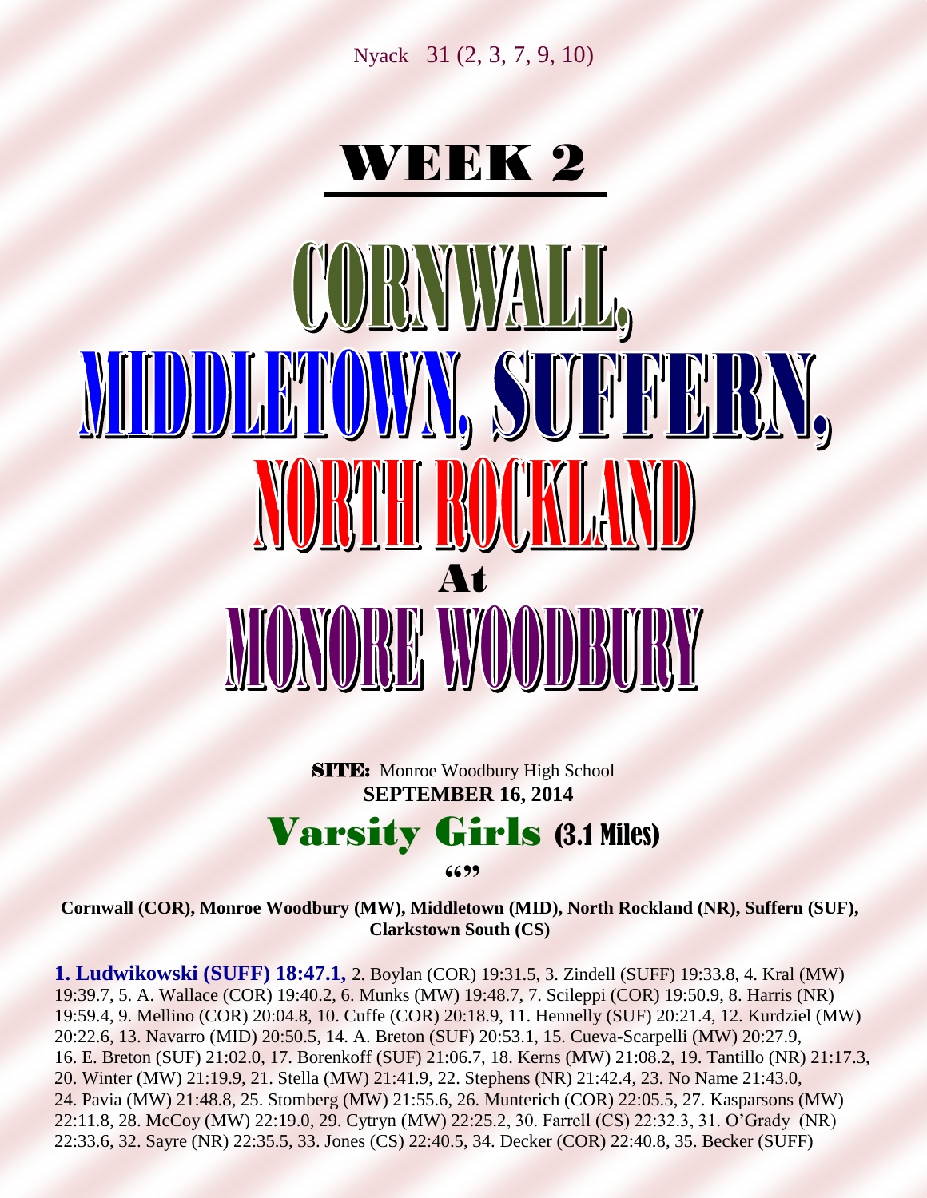Nyack 31 (2, 3, 7, 9, 10)

# WEEK 2

# CORNWALL, MIDDLETOWN, SUFFERN, NORTH ROCKLAND At MONORE WOODBURY

**SITE:** Monroe Woodbury High School
**SEPTEMBER 16, 2014**

## Varsity Girls (3.1 Miles)

""

**Cornwall (COR), Monroe Woodbury (MW), Middletown (MID), North Rockland (NR), Suffern (SUF), Clarkstown South (CS)**

**1. Ludwikowski (SUFF) 18:47.1,** 2. Boylan (COR) 19:31.5, 3. Zindell (SUFF) 19:33.8, 4. Kral (MW) 19:39.7, 5. A. Wallace (COR) 19:40.2, 6. Munks (MW) 19:48.7, 7. Scileppi (COR) 19:50.9, 8. Harris (NR) 19:59.4, 9. Mellino (COR) 20:04.8, 10. Cuffe (COR) 20:18.9, 11. Hennelly (SUF) 20:21.4, 12. Kurdziel (MW) 20:22.6, 13. Navarro (MID) 20:50.5, 14. A. Breton (SUF) 20:53.1, 15. Cueva-Scarpelli (MW) 20:27.9, 16. E. Breton (SUF) 21:02.0, 17. Borenkoff (SUF) 21:06.7, 18. Kerns (MW) 21:08.2, 19. Tantillo (NR) 21:17.3, 20. Winter (MW) 21:19.9, 21. Stella (MW) 21:41.9, 22. Stephens (NR) 21:42.4, 23. No Name 21:43.0, 24. Pavia (MW) 21:48.8, 25. Stomberg (MW) 21:55.6, 26. Munterich (COR) 22:05.5, 27. Kasparsons (MW) 22:11.8, 28. McCoy (MW) 22:19.0, 29. Cytryn (MW) 22:25.2, 30. Farrell (CS) 22:32.3, 31. O'Grady (NR) 22:33.6, 32. Sayre (NR) 22:35.5, 33. Jones (CS) 22:40.5, 34. Decker (COR) 22:40.8, 35. Becker (SUFF)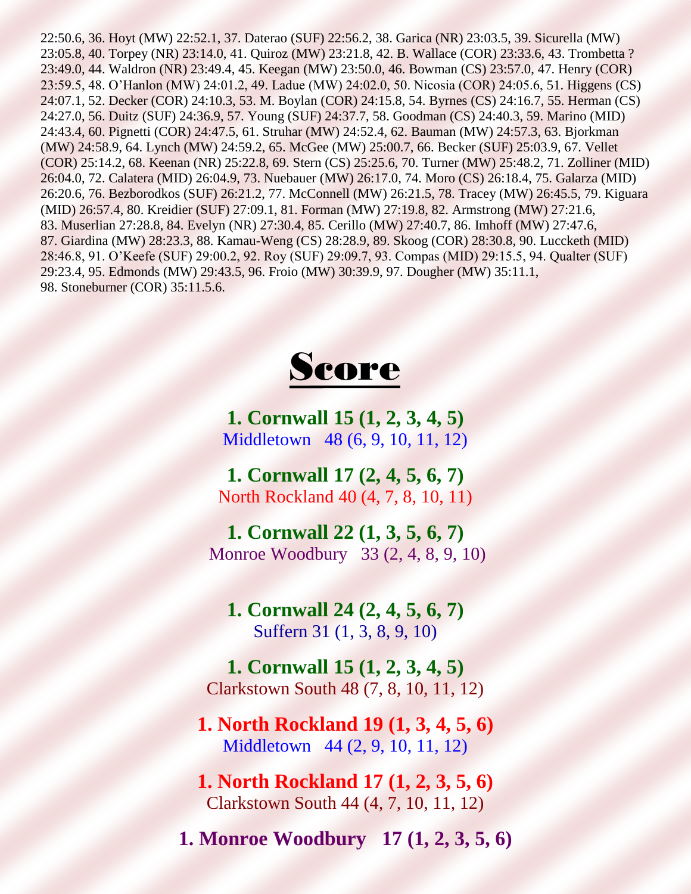22:50.6, 36. Hoyt (MW) 22:52.1, 37. Daterao (SUF) 22:56.2, 38. Garica (NR) 23:03.5, 39. Sicurella (MW) 23:05.8, 40. Torpey (NR) 23:14.0, 41. Quiroz (MW) 23:21.8, 42. B. Wallace (COR) 23:33.6, 43. Trombetta ? 23:49.0, 44. Waldron (NR) 23:49.4, 45. Keegan (MW) 23:50.0, 46. Bowman (CS) 23:57.0, 47. Henry (COR) 23:59.5, 48. O'Hanlon (MW) 24:01.2, 49. Ladue (MW) 24:02.0, 50. Nicosia (COR) 24:05.6, 51. Higgens (CS) 24:07.1, 52. Decker (COR) 24:10.3, 53. M. Boylan (COR) 24:15.8, 54. Byrnes (CS) 24:16.7, 55. Herman (CS) 24:27.0, 56. Duitz (SUF) 24:36.9, 57. Young (SUF) 24:37.7, 58. Goodman (CS) 24:40.3, 59. Marino (MID) 24:43.4, 60. Pignetti (COR) 24:47.5, 61. Struhar (MW) 24:52.4, 62. Bauman (MW) 24:57.3, 63. Bjorkman (MW) 24:58.9, 64. Lynch (MW) 24:59.2, 65. McGee (MW) 25:00.7, 66. Becker (SUF) 25:03.9, 67. Vellet (COR) 25:14.2, 68. Keenan (NR) 25:22.8, 69. Stern (CS) 25:25.6, 70. Turner (MW) 25:48.2, 71. Zolliner (MID) 26:04.0, 72. Calatera (MID) 26:04.9, 73. Nuebauer (MW) 26:17.0, 74. Moro (CS) 26:18.4, 75. Galarza (MID) 26:20.6, 76. Bezborodkos (SUF) 26:21.2, 77. McConnell (MW) 26:21.5, 78. Tracey (MW) 26:45.5, 79. Kiguara (MID) 26:57.4, 80. Kreidier (SUF) 27:09.1, 81. Forman (MW) 27:19.8, 82. Armstrong (MW) 27:21.6, 83. Muserlian 27:28.8, 84. Evelyn (NR) 27:30.4, 85. Cerillo (MW) 27:40.7, 86. Imhoff (MW) 27:47.6, 87. Giardina (MW) 28:23.3, 88. Kamau-Weng (CS) 28:28.9, 89. Skoog (COR) 28:30.8, 90. Luccketh (MID) 28:46.8, 91. O'Keefe (SUF) 29:00.2, 92. Roy (SUF) 29:09.7, 93. Compas (MID) 29:15.5, 94. Qualter (SUF) 29:23.4, 95. Edmonds (MW) 29:43.5, 96. Froio (MW) 30:39.9, 97. Dougher (MW) 35:11.1, 98. Stoneburner (COR) 35:11.5.6.

# Score

**1. Cornwall 15 (1, 2, 3, 4, 5)**
Middletown 48 (6, 9, 10, 11, 12)

**1. Cornwall 17 (2, 4, 5, 6, 7)**
North Rockland 40 (4, 7, 8, 10, 11)

**1. Cornwall 22 (1, 3, 5, 6, 7)**
Monroe Woodbury 33 (2, 4, 8, 9, 10)

**1. Cornwall 24 (2, 4, 5, 6, 7)**
Suffern 31 (1, 3, 8, 9, 10)

**1. Cornwall 15 (1, 2, 3, 4, 5)**
Clarkstown South 48 (7, 8, 10, 11, 12)

**1. North Rockland 19 (1, 3, 4, 5, 6)**
Middletown 44 (2, 9, 10, 11, 12)

**1. North Rockland 17 (1, 2, 3, 5, 6)**
Clarkstown South 44 (4, 7, 10, 11, 12)

**1. Monroe Woodbury 17 (1, 2, 3, 5, 6)**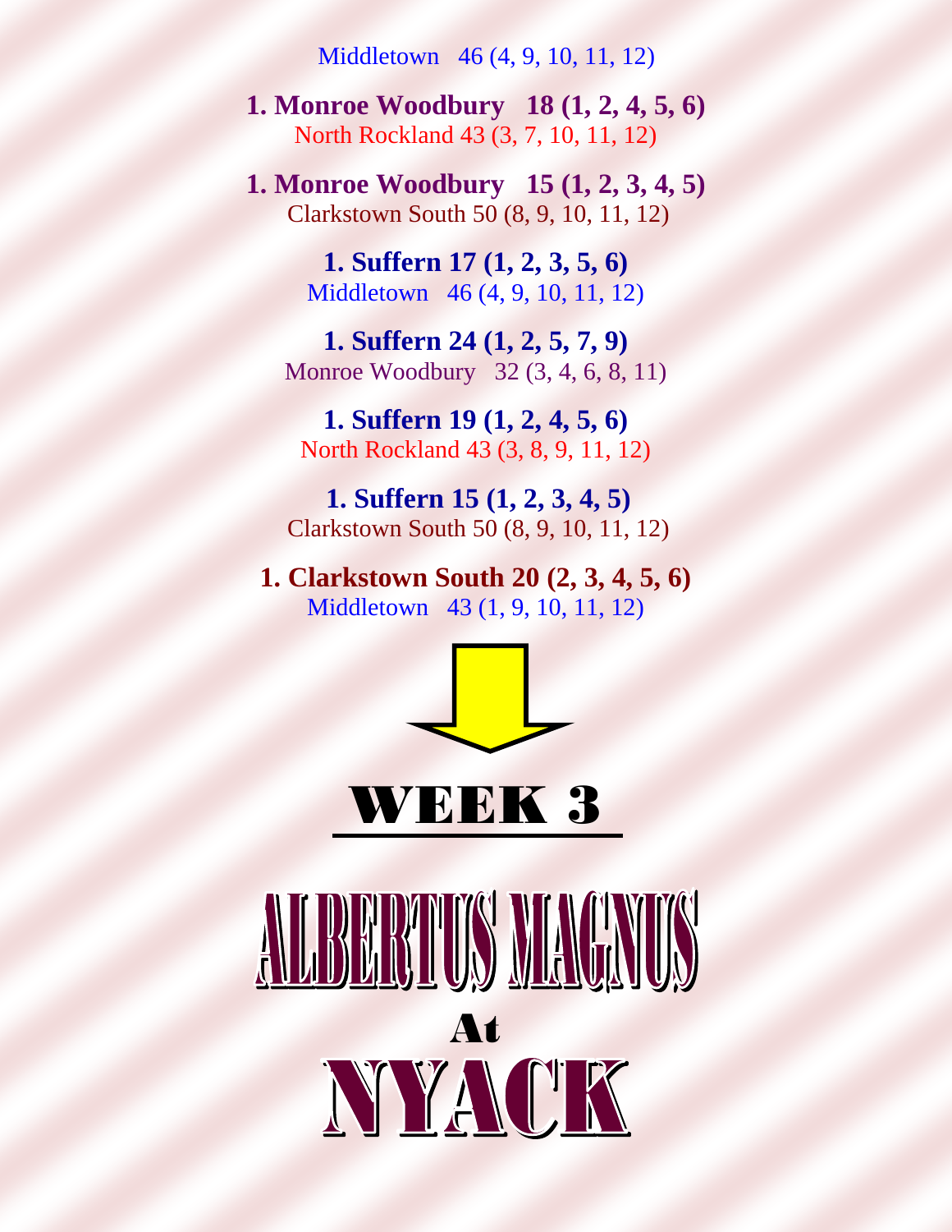Middletown 46 (4, 9, 10, 11, 12)

**1. Monroe Woodbury 18 (1, 2, 4, 5, 6)**
North Rockland 43 (3, 7, 10, 11, 12)

**1. Monroe Woodbury 15 (1, 2, 3, 4, 5)**
Clarkstown South 50 (8, 9, 10, 11, 12)

**1. Suffern 17 (1, 2, 3, 5, 6)**
Middletown 46 (4, 9, 10, 11, 12)

**1. Suffern 24 (1, 2, 5, 7, 9)**
Monroe Woodbury 32 (3, 4, 6, 8, 11)

**1. Suffern 19 (1, 2, 4, 5, 6)**
North Rockland 43 (3, 8, 9, 11, 12)

**1. Suffern 15 (1, 2, 3, 4, 5)**
Clarkstown South 50 (8, 9, 10, 11, 12)

**1. Clarkstown South 20 (2, 3, 4, 5, 6)**
Middletown 43 (1, 9, 10, 11, 12)

# WEEK 3

# ALBERTUS MAGNUS

**At**

# NYACK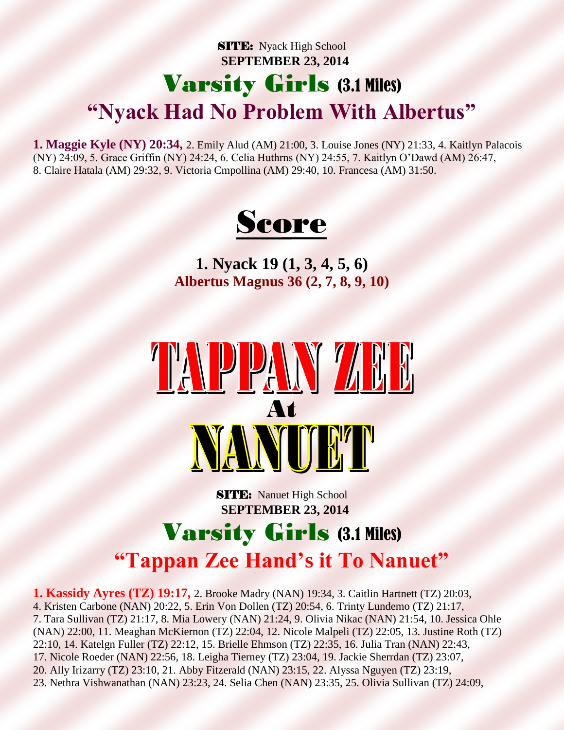**SITE:** Nyack High School

**SEPTEMBER 23, 2014**

## Varsity Girls (3.1 Miles)

## "Nyack Had No Problem With Albertus"

**1. Maggie Kyle (NY) 20:34,** 2. Emily Alud (AM) 21:00, 3. Louise Jones (NY) 21:33, 4. Kaitlyn Palacois (NY) 24:09, 5. Grace Griffin (NY) 24:24, 6. Celia Huthrns (NY) 24:55, 7. Kaitlyn O'Dawd (AM) 26:47, 8. Claire Hatala (AM) 29:32, 9. Victoria Cmpollina (AM) 29:40, 10. Francesa (AM) 31:50.

## Score

**1. Nyack 19 (1, 3, 4, 5, 6)**

**Albertus Magnus 36 (2, 7, 8, 9, 10)**

# TAPPAN ZEE
# At
# NANUET

**SITE:** Nanuet High School

**SEPTEMBER 23, 2014**

## Varsity Girls (3.1 Miles)

## "Tappan Zee Hand's it To Nanuet"

**1. Kassidy Ayres (TZ) 19:17,** 2. Brooke Madry (NAN) 19:34, 3. Caitlin Hartnett (TZ) 20:03, 4. Kristen Carbone (NAN) 20:22, 5. Erin Von Dollen (TZ) 20:54, 6. Trinty Lundemo (TZ) 21:17, 7. Tara Sullivan (TZ) 21:17, 8. Mia Lowery (NAN) 21:24, 9. Olivia Nikac (NAN) 21:54, 10. Jessica Ohle (NAN) 22:00, 11. Meaghan McKiernon (TZ) 22:04, 12. Nicole Malpeli (TZ) 22:05, 13. Justine Roth (TZ) 22:10, 14. Katelgn Fuller (TZ) 22:12, 15. Brielle Ehmson (TZ) 22:35, 16. Julia Tran (NAN) 22:43, 17. Nicole Roeder (NAN) 22:56, 18. Leigha Tierney (TZ) 23:04, 19. Jackie Sherrdan (TZ) 23:07, 20. Ally Irizarry (TZ) 23:10, 21. Abby Fitzerald (NAN) 23:15, 22. Alyssa Nguyen (TZ) 23:19, 23. Nethra Vishwanathan (NAN) 23:23, 24. Selia Chen (NAN) 23:35, 25. Olivia Sullivan (TZ) 24:09,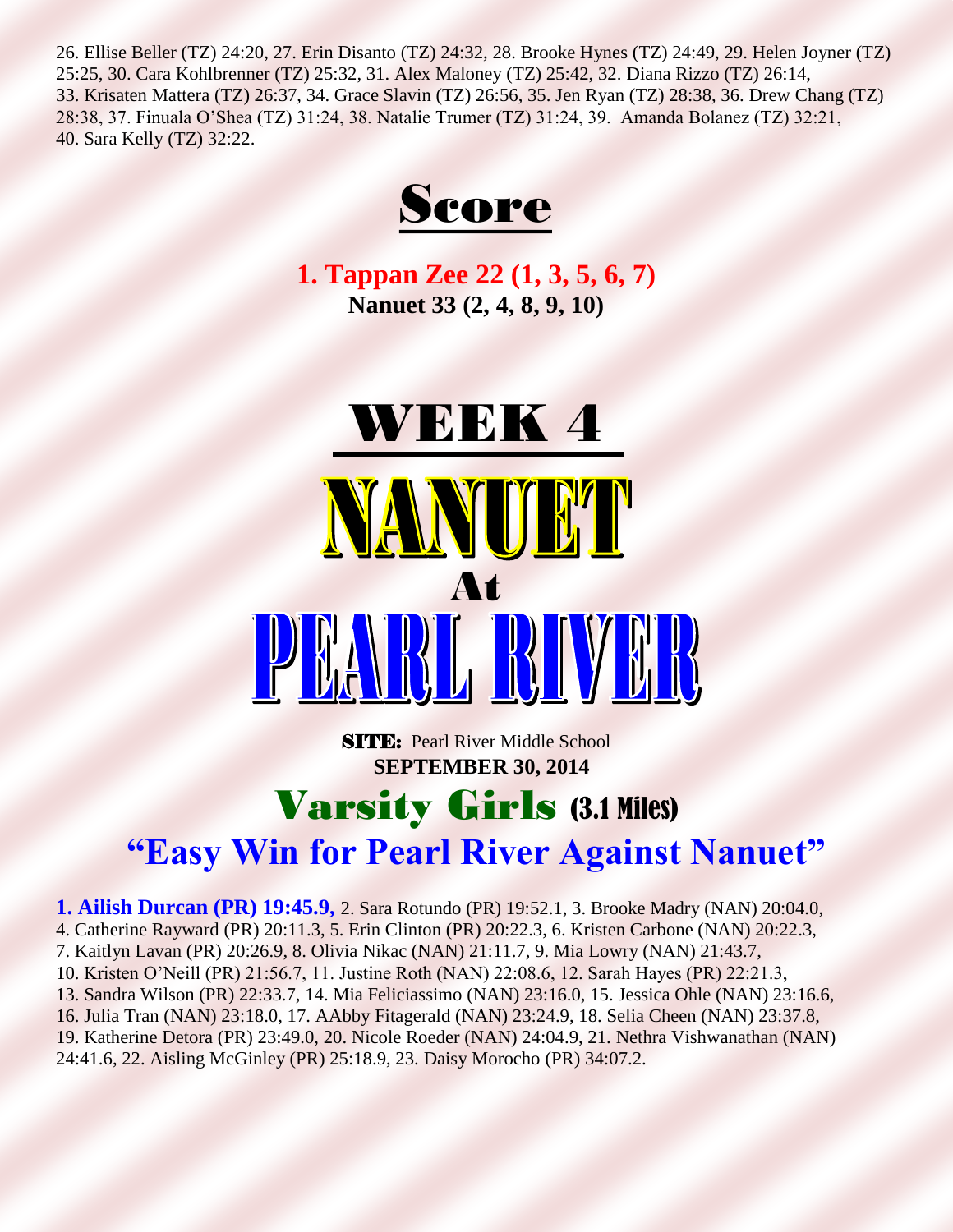26. Ellise Beller (TZ) 24:20, 27. Erin Disanto (TZ) 24:32, 28. Brooke Hynes (TZ) 24:49, 29. Helen Joyner (TZ) 25:25, 30. Cara Kohlbrenner (TZ) 25:32, 31. Alex Maloney (TZ) 25:42, 32. Diana Rizzo (TZ) 26:14, 33. Krisaten Mattera (TZ) 26:37, 34. Grace Slavin (TZ) 26:56, 35. Jen Ryan (TZ) 28:38, 36. Drew Chang (TZ) 28:38, 37. Finuala O'Shea (TZ) 31:24, 38. Natalie Trumer (TZ) 31:24, 39. Amanda Bolanez (TZ) 32:21, 40. Sara Kelly (TZ) 32:22.

## Score

**1. Tappan Zee 22 (1, 3, 5, 6, 7)**
**Nanuet 33 (2, 4, 8, 9, 10)**

# WEEK 4

# NANUET
# At
# PEARL RIVER

**SITE:** Pearl River Middle School
**SEPTEMBER 30, 2014**

## Varsity Girls (3.1 Miles)

## "Easy Win for Pearl River Against Nanuet"

**1. Ailish Durcan (PR) 19:45.9,** 2. Sara Rotundo (PR) 19:52.1, 3. Brooke Madry (NAN) 20:04.0, 4. Catherine Rayward (PR) 20:11.3, 5. Erin Clinton (PR) 20:22.3, 6. Kristen Carbone (NAN) 20:22.3, 7. Kaitlyn Lavan (PR) 20:26.9, 8. Olivia Nikac (NAN) 21:11.7, 9. Mia Lowry (NAN) 21:43.7, 10. Kristen O'Neill (PR) 21:56.7, 11. Justine Roth (NAN) 22:08.6, 12. Sarah Hayes (PR) 22:21.3, 13. Sandra Wilson (PR) 22:33.7, 14. Mia Feliciassimo (NAN) 23:16.0, 15. Jessica Ohle (NAN) 23:16.6, 16. Julia Tran (NAN) 23:18.0, 17. AAbby Fitagerald (NAN) 23:24.9, 18. Selia Cheen (NAN) 23:37.8, 19. Katherine Detora (PR) 23:49.0, 20. Nicole Roeder (NAN) 24:04.9, 21. Nethra Vishwanathan (NAN) 24:41.6, 22. Aisling McGinley (PR) 25:18.9, 23. Daisy Morocho (PR) 34:07.2.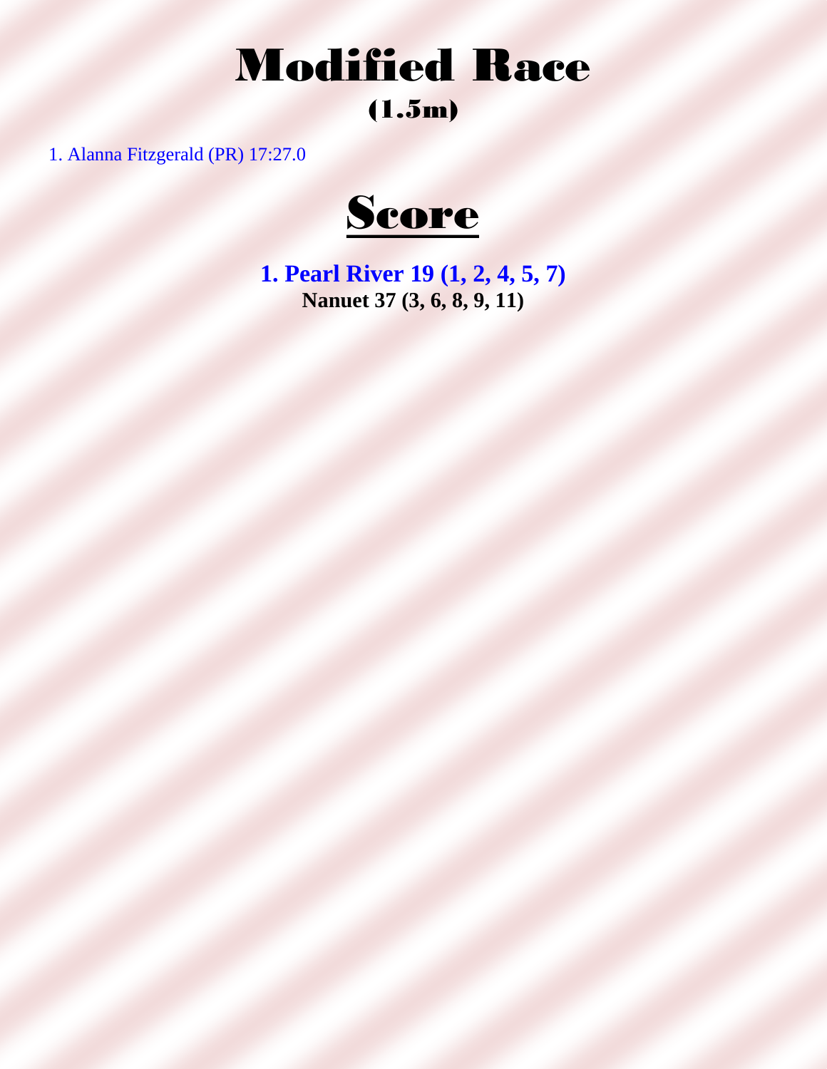# Modified Race
## (1.5m)

1. Alanna Fitzgerald (PR) 17:27.0

# Score

**1. Pearl River 19 (1, 2, 4, 5, 7)**
**Nanuet 37 (3, 6, 8, 9, 11)**